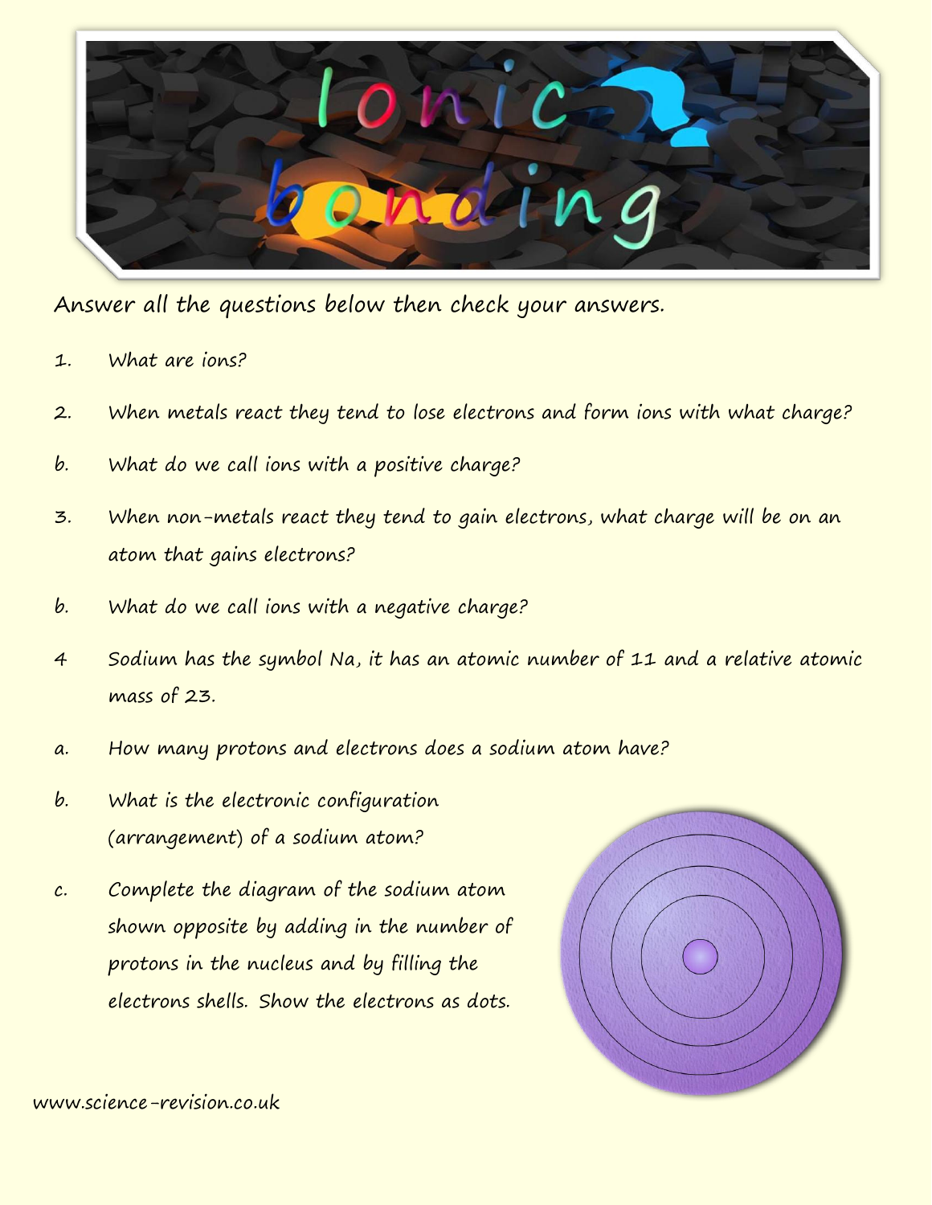# Ionic bonding

Answer all the questions below then check your answers.

1. What are ions?

2. When metals react they tend to lose electrons and form ions with what charge?

b. What do we call ions with a positive charge?

3. When non-metals react they tend to gain electrons, what charge will be on an atom that gains electrons?

b. What do we call ions with a negative charge?

4 Sodium has the symbol Na, it has an atomic number of 11 and a relative atomic mass of 23.

a. How many protons and electrons does a sodium atom have?

b. What is the electronic configuration (arrangement) of a sodium atom?

c. Complete the diagram of the sodium atom shown opposite by adding in the number of protons in the nucleus and by filling the electrons shells. Show the electrons as dots.

www.science-revision.co.uk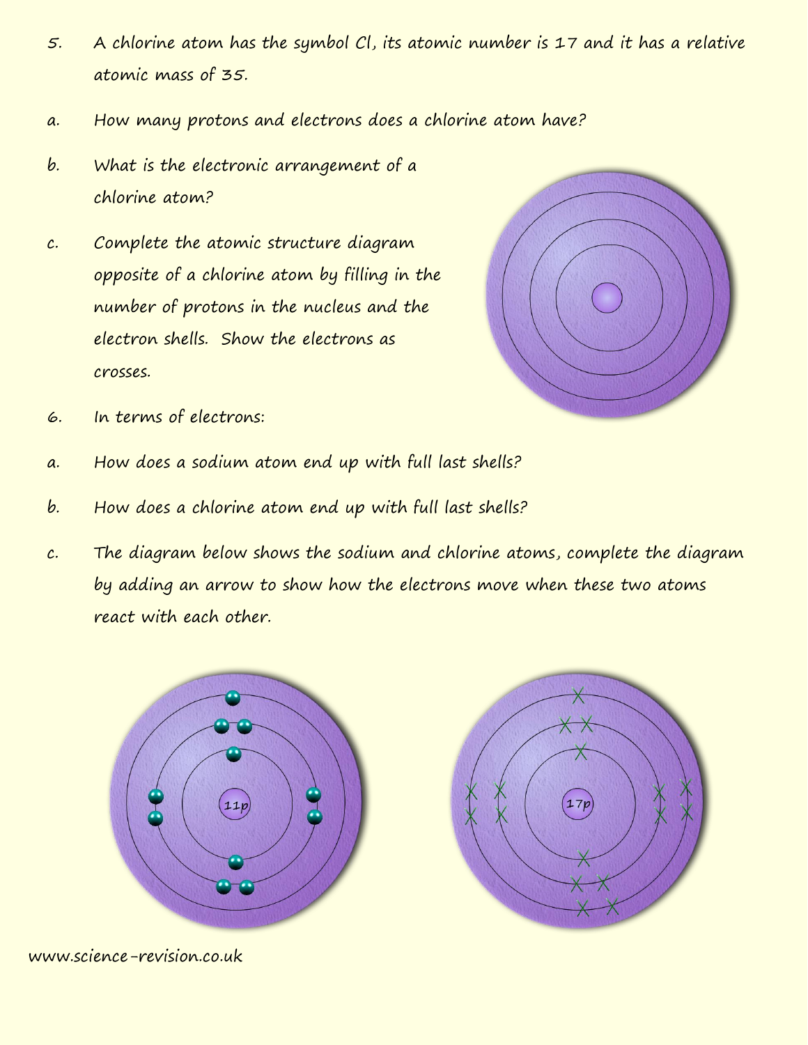5. A chlorine atom has the symbol Cl, its atomic number is 17 and it has a relative atomic mass of 35.

a. How many protons and electrons does a chlorine atom have?

b. What is the electronic arrangement of a chlorine atom?

c. Complete the atomic structure diagram opposite of a chlorine atom by filling in the number of protons in the nucleus and the electron shells. Show the electrons as crosses.

6. In terms of electrons:

a. How does a sodium atom end up with full last shells?

b. How does a chlorine atom end up with full last shells?

c. The diagram below shows the sodium and chlorine atoms, complete the diagram by adding an arrow to show how the electrons move when these two atoms react with each other.

11p

17p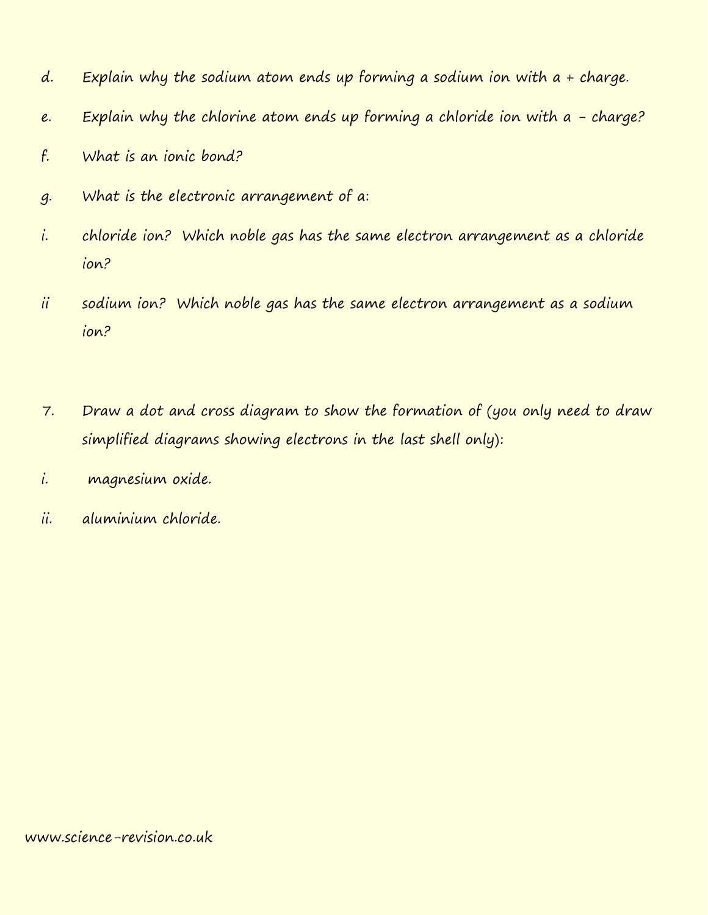d. Explain why the sodium atom ends up forming a sodium ion with a + charge.

e. Explain why the chlorine atom ends up forming a chloride ion with a - charge?

f. What is an ionic bond?

g. What is the electronic arrangement of a:

i. chloride ion? Which noble gas has the same electron arrangement as a chloride ion?

ii sodium ion? Which noble gas has the same electron arrangement as a sodium ion?

7. Draw a dot and cross diagram to show the formation of (you only need to draw simplified diagrams showing electrons in the last shell only):

i. magnesium oxide.

ii. aluminium chloride.

www.science-revision.co.uk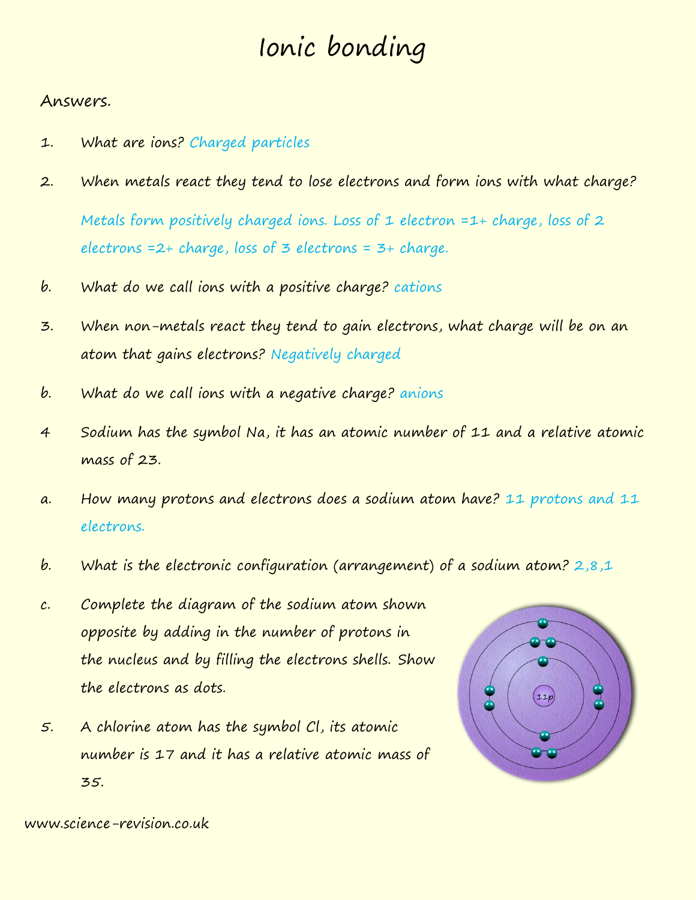# Ionic bonding

Answers.

1. What are ions? Charged particles

2. When metals react they tend to lose electrons and form ions with what charge?

   Metals form positively charged ions. Loss of 1 electron =1+ charge, loss of 2 electrons =2+ charge, loss of 3 electrons = 3+ charge.

b. What do we call ions with a positive charge? cations

3. When non-metals react they tend to gain electrons, what charge will be on an atom that gains electrons? Negatively charged

b. What do we call ions with a negative charge? anions

4 Sodium has the symbol Na, it has an atomic number of 11 and a relative atomic mass of 23.

a. How many protons and electrons does a sodium atom have? 11 protons and 11 electrons.

b. What is the electronic configuration (arrangement) of a sodium atom? 2,8,1

c. Complete the diagram of the sodium atom shown opposite by adding in the number of protons in the nucleus and by filling the electrons shells. Show the electrons as dots.

11p

5. A chlorine atom has the symbol Cl, its atomic number is 17 and it has a relative atomic mass of 35.

www.science-revision.co.uk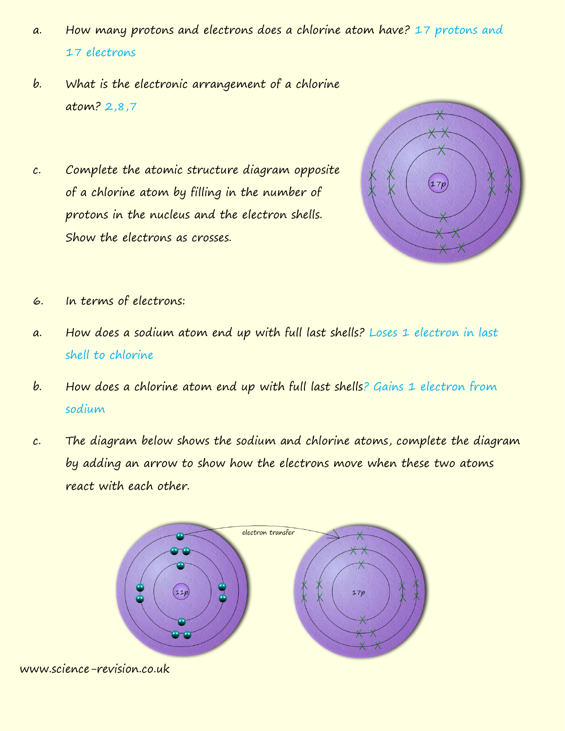a. How many protons and electrons does a chlorine atom have? 17 protons and 17 electrons

b. What is the electronic arrangement of a chlorine atom? 2,8,7

c. Complete the atomic structure diagram opposite of a chlorine atom by filling in the number of protons in the nucleus and the electron shells. Show the electrons as crosses.

6. In terms of electrons:

a. How does a sodium atom end up with full last shells? Loses 1 electron in last shell to chlorine

b. How does a chlorine atom end up with full last shells? Gains 1 electron from sodium

c. The diagram below shows the sodium and chlorine atoms, complete the diagram by adding an arrow to show how the electrons move when these two atoms react with each other.

www.science-revision.co.uk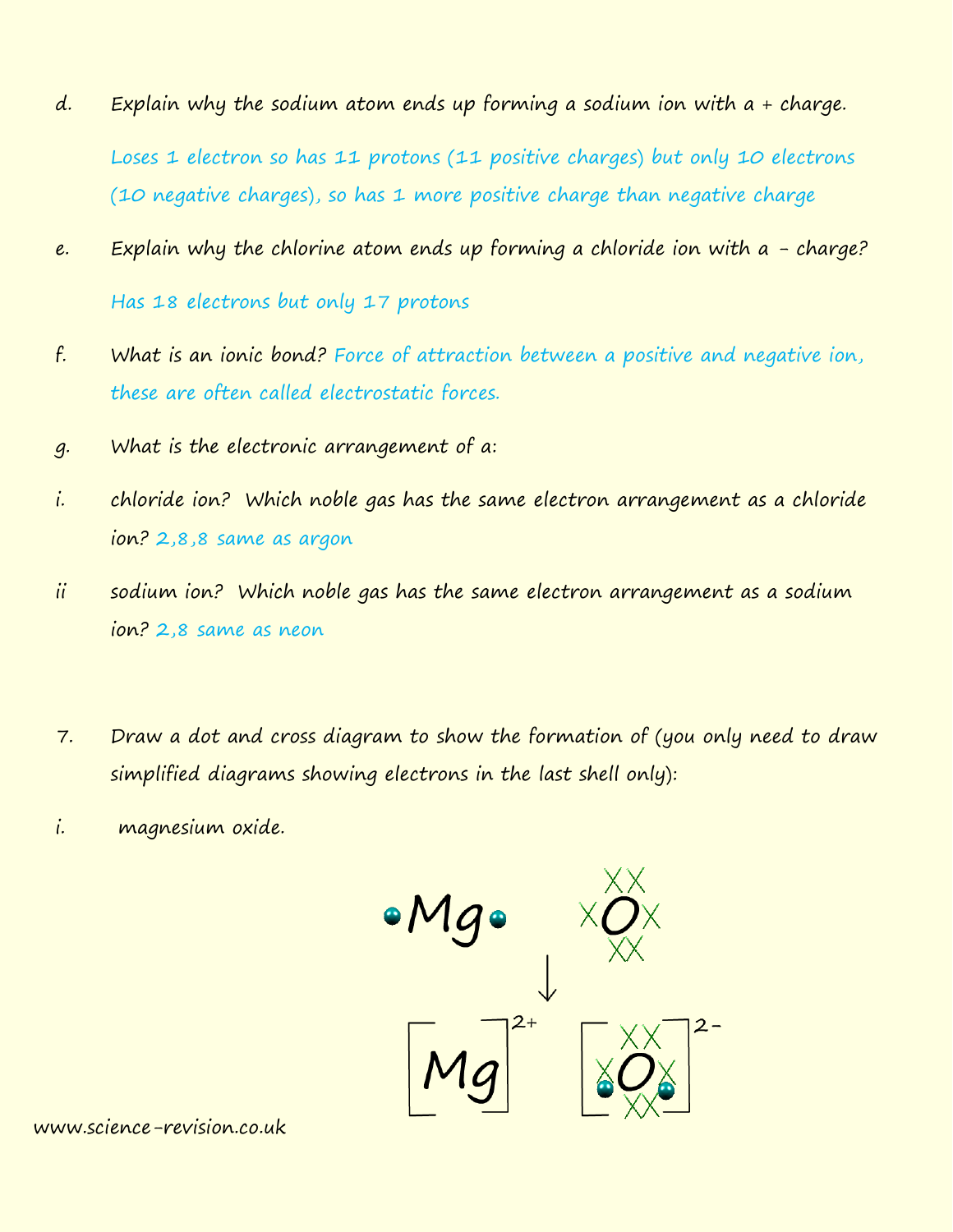d. Explain why the sodium atom ends up forming a sodium ion with a + charge.

Loses 1 electron so has 11 protons (11 positive charges) but only 10 electrons (10 negative charges), so has 1 more positive charge than negative charge

e. Explain why the chlorine atom ends up forming a chloride ion with a - charge?

Has 18 electrons but only 17 protons

f. What is an ionic bond? Force of attraction between a positive and negative ion, these are often called electrostatic forces.

g. What is the electronic arrangement of a:

i. chloride ion? Which noble gas has the same electron arrangement as a chloride ion? 2,8,8 same as argon

ii sodium ion? Which noble gas has the same electron arrangement as a sodium ion? 2,8 same as neon

7. Draw a dot and cross diagram to show the formation of (you only need to draw simplified diagrams showing electrons in the last shell only):

i. magnesium oxide.

•Mg•   XX XOX XX

↓

[Mg]$^{2+}$ [O]$^{2-}$

www.science-revision.co.uk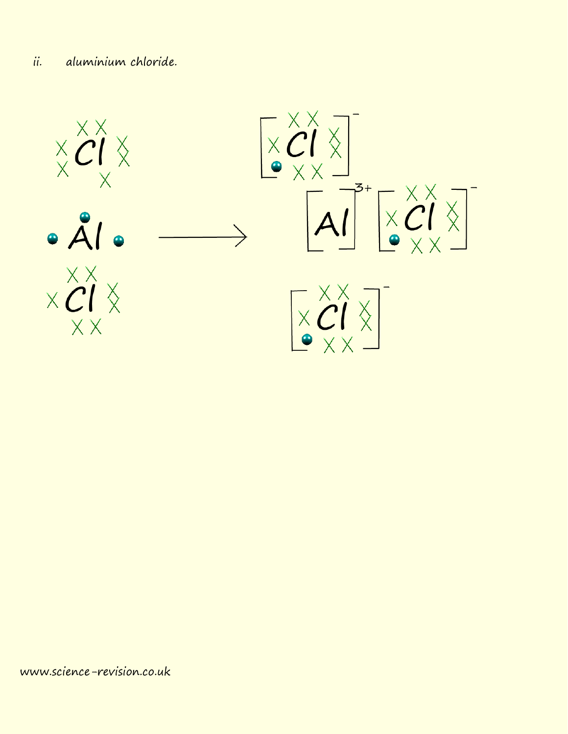ii. aluminium chloride.

Cl

Al

Cl

$[Cl]^-$

$[Al]^{3+}$ $[Cl]^-$

$[Cl]^-$